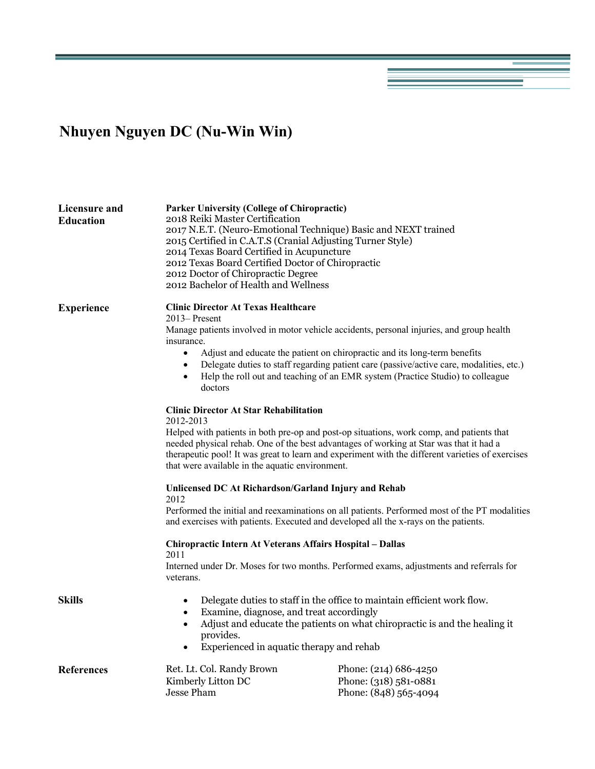# Nhuyen Nguyen DC (Nu-Win Win)

## Licensure and Education

**Parker University (College of Chiropractic)**
2018 Reiki Master Certification
2017 N.E.T. (Neuro-Emotional Technique) Basic and NEXT trained
2015 Certified in C.A.T.S (Cranial Adjusting Turner Style)
2014 Texas Board Certified in Acupuncture
2012 Texas Board Certified Doctor of Chiropractic
2012 Doctor of Chiropractic Degree
2012 Bachelor of Health and Wellness

## Experience

**Clinic Director At Texas Healthcare**
2013– Present
Manage patients involved in motor vehicle accidents, personal injuries, and group health insurance.

- Adjust and educate the patient on chiropractic and its long-term benefits
- Delegate duties to staff regarding patient care (passive/active care, modalities, etc.)
- Help the roll out and teaching of an EMR system (Practice Studio) to colleague doctors

**Clinic Director At Star Rehabilitation**
2012-2013
Helped with patients in both pre-op and post-op situations, work comp, and patients that needed physical rehab. One of the best advantages of working at Star was that it had a therapeutic pool! It was great to learn and experiment with the different varieties of exercises that were available in the aquatic environment.

**Unlicensed DC At Richardson/Garland Injury and Rehab**
2012
Performed the initial and reexaminations on all patients. Performed most of the PT modalities and exercises with patients. Executed and developed all the x-rays on the patients.

**Chiropractic Intern At Veterans Affairs Hospital – Dallas**
2011
Interned under Dr. Moses for two months. Performed exams, adjustments and referrals for veterans.

## Skills

- Delegate duties to staff in the office to maintain efficient work flow.
- Examine, diagnose, and treat accordingly
- Adjust and educate the patients on what chiropractic is and the healing it provides.
- Experienced in aquatic therapy and rehab

## References

| Name | Phone |
|---|---|
| Ret. Lt. Col. Randy Brown | Phone: (214) 686-4250 |
| Kimberly Litton DC | Phone: (318) 581-0881 |
| Jesse Pham | Phone: (848) 565-4094 |